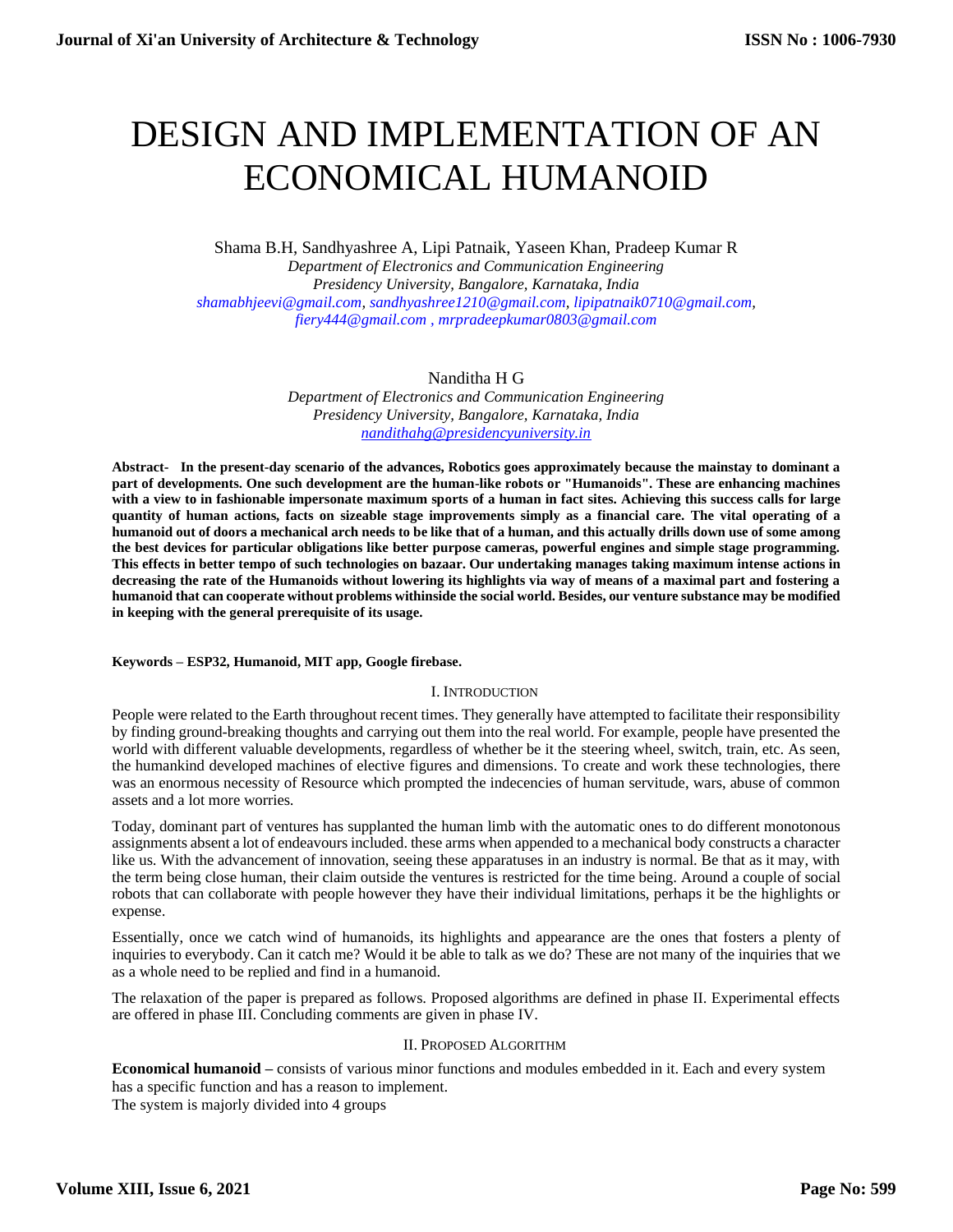# DESIGN AND IMPLEMENTATION OF AN ECONOMICAL HUMANOID

Shama B.H, Sandhyashree A, Lipi Patnaik, Yaseen Khan, Pradeep Kumar R
*Department of Electronics and Communication Engineering*
*Presidency University, Bangalore, Karnataka, India*
*shamabhjeevi@gmail.com, sandhyashree1210@gmail.com, lipipatnaik0710@gmail.com, fiery444@gmail.com , mrpradeepkumar0803@gmail.com*

Nanditha H G
*Department of Electronics and Communication Engineering*
*Presidency University, Bangalore, Karnataka, India*
*nandithahg@presidencyuniversity.in*

**Abstract- In the present-day scenario of the advances, Robotics goes approximately because the mainstay to dominant a part of developments. One such development are the human-like robots or "Humanoids". These are enhancing machines with a view to in fashionable impersonate maximum sports of a human in fact sites. Achieving this success calls for large quantity of human actions, facts on sizeable stage improvements simply as a financial care. The vital operating of a humanoid out of doors a mechanical arch needs to be like that of a human, and this actually drills down use of some among the best devices for particular obligations like better purpose cameras, powerful engines and simple stage programming. This effects in better tempo of such technologies on bazaar. Our undertaking manages taking maximum intense actions in decreasing the rate of the Humanoids without lowering its highlights via way of means of a maximal part and fostering a humanoid that can cooperate without problems withinside the social world. Besides, our venture substance may be modified in keeping with the general prerequisite of its usage.**

**Keywords – ESP32, Humanoid, MIT app, Google firebase.**

## I. Introduction

People were related to the Earth throughout recent times. They generally have attempted to facilitate their responsibility by finding ground-breaking thoughts and carrying out them into the real world. For example, people have presented the world with different valuable developments, regardless of whether be it the steering wheel, switch, train, etc. As seen, the humankind developed machines of elective figures and dimensions. To create and work these technologies, there was an enormous necessity of Resource which prompted the indecencies of human servitude, wars, abuse of common assets and a lot more worries.

Today, dominant part of ventures has supplanted the human limb with the automatic ones to do different monotonous assignments absent a lot of endeavours included. these arms when appended to a mechanical body constructs a character like us. With the advancement of innovation, seeing these apparatuses in an industry is normal. Be that as it may, with the term being close human, their claim outside the ventures is restricted for the time being. Around a couple of social robots that can collaborate with people however they have their individual limitations, perhaps it be the highlights or expense.

Essentially, once we catch wind of humanoids, its highlights and appearance are the ones that fosters a plenty of inquiries to everybody. Can it catch me? Would it be able to talk as we do? These are not many of the inquiries that we as a whole need to be replied and find in a humanoid.

The relaxation of the paper is prepared as follows. Proposed algorithms are defined in phase II. Experimental effects are offered in phase III. Concluding comments are given in phase IV.

## II. Proposed Algorithm

**Economical humanoid –** consists of various minor functions and modules embedded in it. Each and every system has a specific function and has a reason to implement.
The system is majorly divided into 4 groups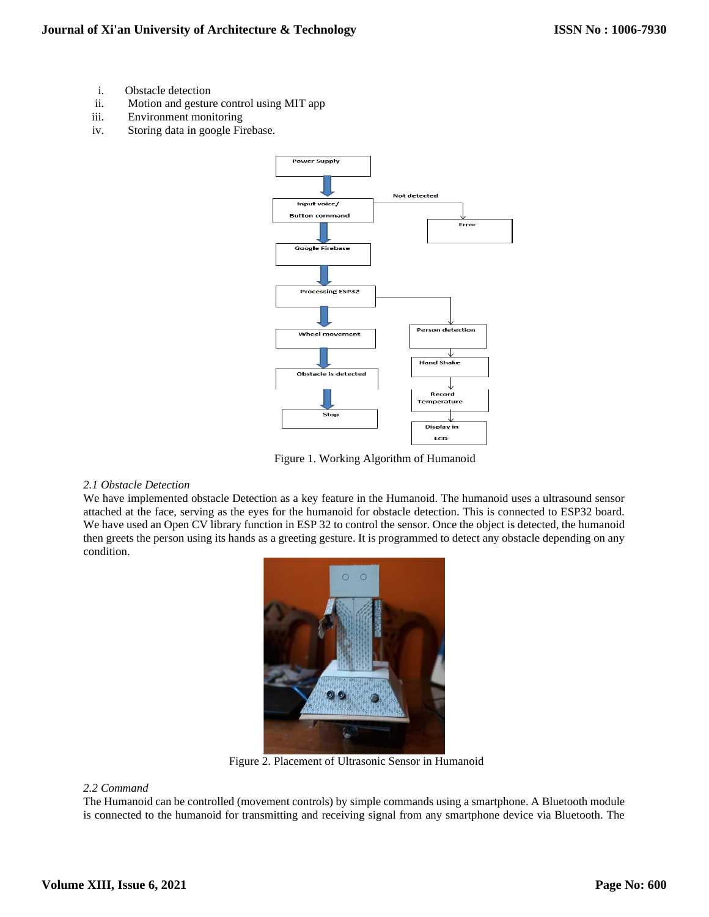i. Obstacle detection
ii. Motion and gesture control using MIT app
iii. Environment monitoring
iv. Storing data in google Firebase.

Figure 1. Working Algorithm of Humanoid

*2.1 Obstacle Detection*

We have implemented obstacle Detection as a key feature in the Humanoid. The humanoid uses a ultrasound sensor attached at the face, serving as the eyes for the humanoid for obstacle detection. This is connected to ESP32 board. We have used an Open CV library function in ESP 32 to control the sensor. Once the object is detected, the humanoid then greets the person using its hands as a greeting gesture. It is programmed to detect any obstacle depending on any condition.

Figure 2. Placement of Ultrasonic Sensor in Humanoid

*2.2 Command*

The Humanoid can be controlled (movement controls) by simple commands using a smartphone. A Bluetooth module is connected to the humanoid for transmitting and receiving signal from any smartphone device via Bluetooth. The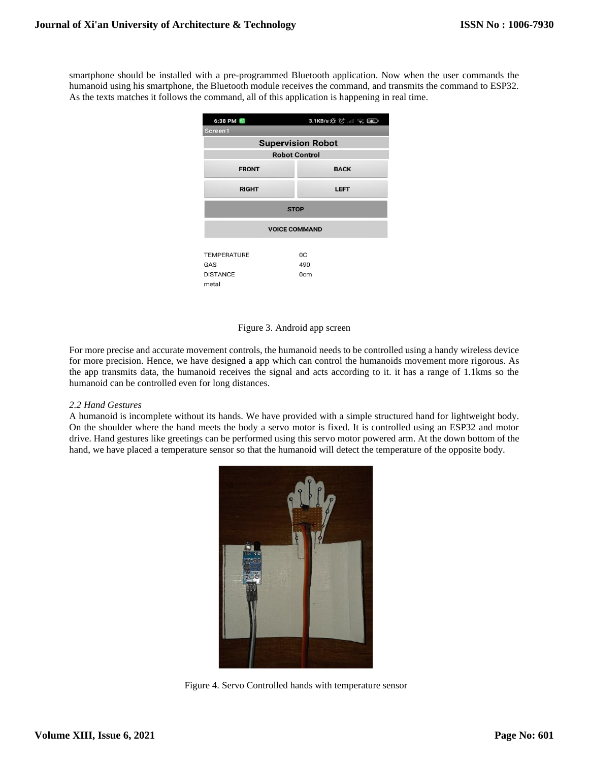smartphone should be installed with a pre-programmed Bluetooth application. Now when the user commands the humanoid using his smartphone, the Bluetooth module receives the command, and transmits the command to ESP32. As the texts matches it follows the command, all of this application is happening in real time.

Figure 3. Android app screen

For more precise and accurate movement controls, the humanoid needs to be controlled using a handy wireless device for more precision. Hence, we have designed a app which can control the humanoids movement more rigorous. As the app transmits data, the humanoid receives the signal and acts according to it. it has a range of 1.1kms so the humanoid can be controlled even for long distances.

### *2.2 Hand Gestures*

A humanoid is incomplete without its hands. We have provided with a simple structured hand for lightweight body. On the shoulder where the hand meets the body a servo motor is fixed. It is controlled using an ESP32 and motor drive. Hand gestures like greetings can be performed using this servo motor powered arm. At the down bottom of the hand, we have placed a temperature sensor so that the humanoid will detect the temperature of the opposite body.

Figure 4. Servo Controlled hands with temperature sensor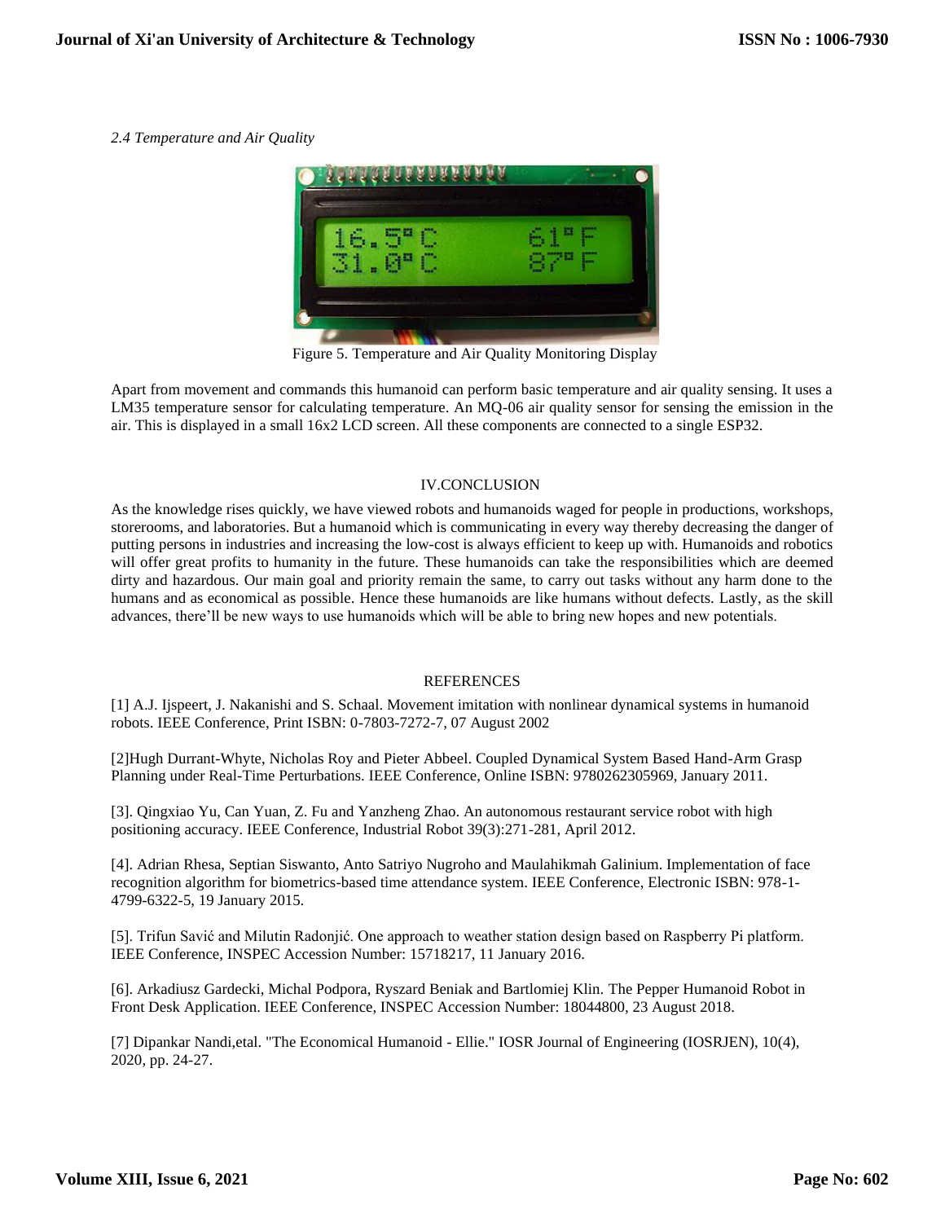*2.4 Temperature and Air Quality*

Figure 5. Temperature and Air Quality Monitoring Display

Apart from movement and commands this humanoid can perform basic temperature and air quality sensing. It uses a LM35 temperature sensor for calculating temperature. An MQ-06 air quality sensor for sensing the emission in the air. This is displayed in a small 16x2 LCD screen. All these components are connected to a single ESP32.

## IV.CONCLUSION

As the knowledge rises quickly, we have viewed robots and humanoids waged for people in productions, workshops, storerooms, and laboratories. But a humanoid which is communicating in every way thereby decreasing the danger of putting persons in industries and increasing the low-cost is always efficient to keep up with. Humanoids and robotics will offer great profits to humanity in the future. These humanoids can take the responsibilities which are deemed dirty and hazardous. Our main goal and priority remain the same, to carry out tasks without any harm done to the humans and as economical as possible. Hence these humanoids are like humans without defects. Lastly, as the skill advances, there'll be new ways to use humanoids which will be able to bring new hopes and new potentials.

## REFERENCES

[1] A.J. Ijspeert, J. Nakanishi and S. Schaal. Movement imitation with nonlinear dynamical systems in humanoid robots. IEEE Conference, Print ISBN: 0-7803-7272-7, 07 August 2002

[2]Hugh Durrant-Whyte, Nicholas Roy and Pieter Abbeel. Coupled Dynamical System Based Hand-Arm Grasp Planning under Real-Time Perturbations. IEEE Conference, Online ISBN: 9780262305969, January 2011.

[3]. Qingxiao Yu, Can Yuan, Z. Fu and Yanzheng Zhao. An autonomous restaurant service robot with high positioning accuracy. IEEE Conference, Industrial Robot 39(3):271-281, April 2012.

[4]. Adrian Rhesa, Septian Siswanto, Anto Satriyo Nugroho and Maulahikmah Galinium. Implementation of face recognition algorithm for biometrics-based time attendance system. IEEE Conference, Electronic ISBN: 978-1-4799-6322-5, 19 January 2015.

[5]. Trifun Savić and Milutin Radonjić. One approach to weather station design based on Raspberry Pi platform. IEEE Conference, INSPEC Accession Number: 15718217, 11 January 2016.

[6]. Arkadiusz Gardecki, Michal Podpora, Ryszard Beniak and Bartlomiej Klin. The Pepper Humanoid Robot in Front Desk Application. IEEE Conference, INSPEC Accession Number: 18044800, 23 August 2018.

[7] Dipankar Nandi,etal. "The Economical Humanoid - Ellie." IOSR Journal of Engineering (IOSRJEN), 10(4), 2020, pp. 24-27.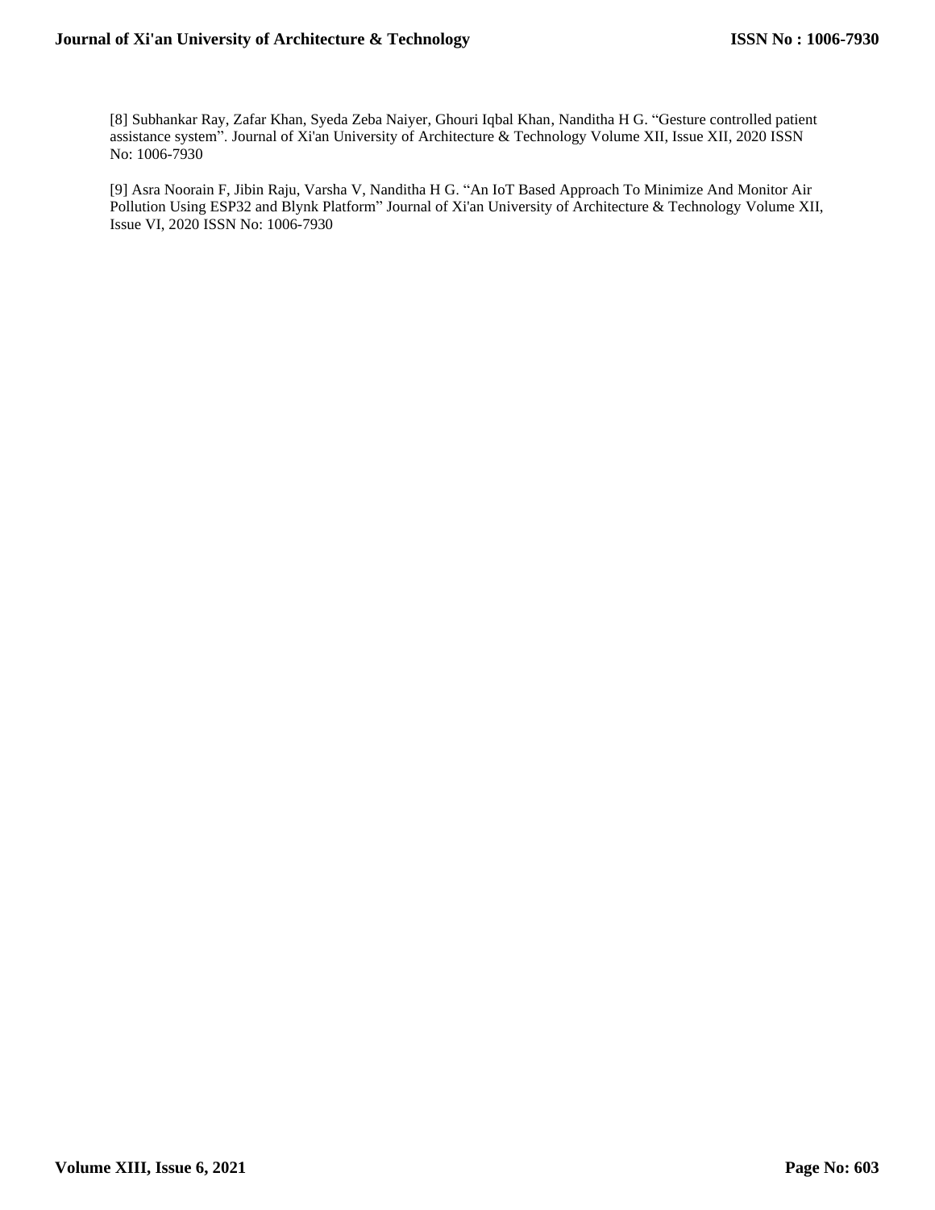[8] Subhankar Ray, Zafar Khan, Syeda Zeba Naiyer, Ghouri Iqbal Khan, Nanditha H G. “Gesture controlled patient assistance system”. Journal of Xi'an University of Architecture & Technology Volume XII, Issue XII, 2020 ISSN No: 1006-7930

[9] Asra Noorain F, Jibin Raju, Varsha V, Nanditha H G. “An IoT Based Approach To Minimize And Monitor Air Pollution Using ESP32 and Blynk Platform” Journal of Xi'an University of Architecture & Technology Volume XII, Issue VI, 2020 ISSN No: 1006-7930